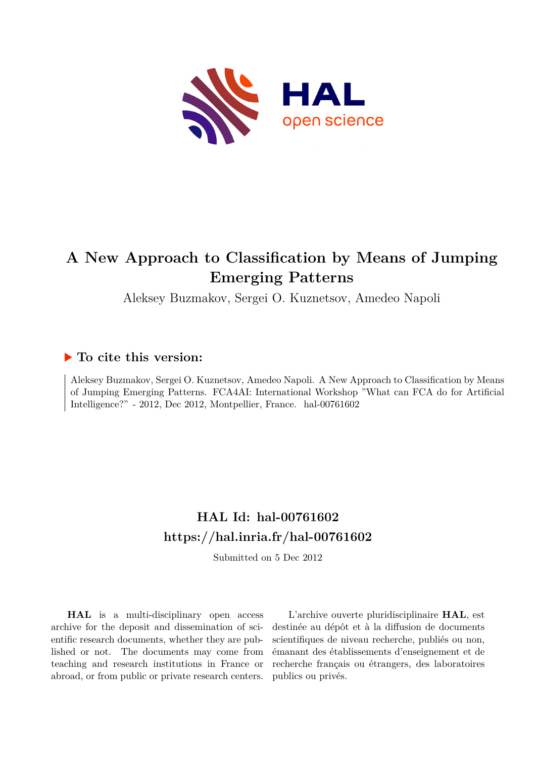# A New Approach to Classification by Means of Jumping Emerging Patterns

Aleksey Buzmakov, Sergei O. Kuznetsov, Amedeo Napoli

### ▶ To cite this version:

Aleksey Buzmakov, Sergei O. Kuznetsov, Amedeo Napoli. A New Approach to Classification by Means of Jumping Emerging Patterns. FCA4AI: International Workshop "What can FCA do for Artificial Intelligence?" - 2012, Dec 2012, Montpellier, France. hal-00761602

## HAL Id: hal-00761602

## https://hal.inria.fr/hal-00761602

Submitted on 5 Dec 2012

**HAL** is a multi-disciplinary open access archive for the deposit and dissemination of scientific research documents, whether they are published or not. The documents may come from teaching and research institutions in France or abroad, or from public or private research centers.

L'archive ouverte pluridisciplinaire **HAL**, est destinée au dépôt et à la diffusion de documents scientifiques de niveau recherche, publiés ou non, émanant des établissements d'enseignement et de recherche français ou étrangers, des laboratoires publics ou privés.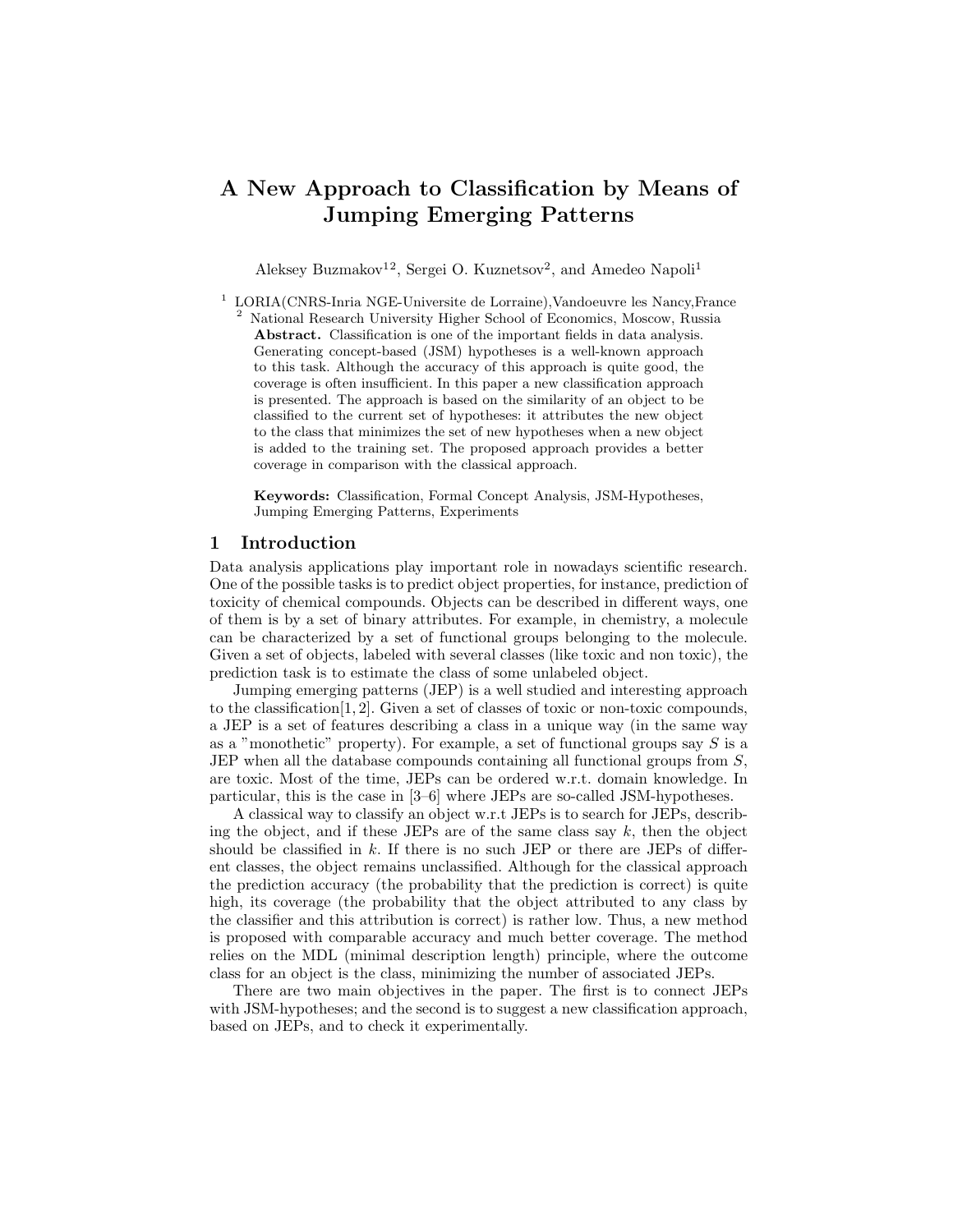# A New Approach to Classification by Means of Jumping Emerging Patterns

Aleksey Buzmakov[1,2], Sergei O. Kuznetsov[2], and Amedeo Napoli[1]

[1] LORIA(CNRS-Inria NGE-Universite de Lorraine),Vandoeuvre les Nancy,France
[2] National Research University Higher School of Economics, Moscow, Russia

**Abstract.** Classification is one of the important fields in data analysis. Generating concept-based (JSM) hypotheses is a well-known approach to this task. Although the accuracy of this approach is quite good, the coverage is often insufficient. In this paper a new classification approach is presented. The approach is based on the similarity of an object to be classified to the current set of hypotheses: it attributes the new object to the class that minimizes the set of new hypotheses when a new object is added to the training set. The proposed approach provides a better coverage in comparison with the classical approach.

**Keywords:** Classification, Formal Concept Analysis, JSM-Hypotheses, Jumping Emerging Patterns, Experiments

## 1 Introduction

Data analysis applications play important role in nowadays scientific research. One of the possible tasks is to predict object properties, for instance, prediction of toxicity of chemical compounds. Objects can be described in different ways, one of them is by a set of binary attributes. For example, in chemistry, a molecule can be characterized by a set of functional groups belonging to the molecule. Given a set of objects, labeled with several classes (like toxic and non toxic), the prediction task is to estimate the class of some unlabeled object.

Jumping emerging patterns (JEP) is a well studied and interesting approach to the classification[1, 2]. Given a set of classes of toxic or non-toxic compounds, a JEP is a set of features describing a class in a unique way (in the same way as a "monothetic" property). For example, a set of functional groups say $S$ is a JEP when all the database compounds containing all functional groups from $S$, are toxic. Most of the time, JEPs can be ordered w.r.t. domain knowledge. In particular, this is the case in [3–6] where JEPs are so-called JSM-hypotheses.

A classical way to classify an object w.r.t JEPs is to search for JEPs, describing the object, and if these JEPs are of the same class say $k$, then the object should be classified in $k$. If there is no such JEP or there are JEPs of different classes, the object remains unclassified. Although for the classical approach the prediction accuracy (the probability that the prediction is correct) is quite high, its coverage (the probability that the object attributed to any class by the classifier and this attribution is correct) is rather low. Thus, a new method is proposed with comparable accuracy and much better coverage. The method relies on the MDL (minimal description length) principle, where the outcome class for an object is the class, minimizing the number of associated JEPs.

There are two main objectives in the paper. The first is to connect JEPs with JSM-hypotheses; and the second is to suggest a new classification approach, based on JEPs, and to check it experimentally.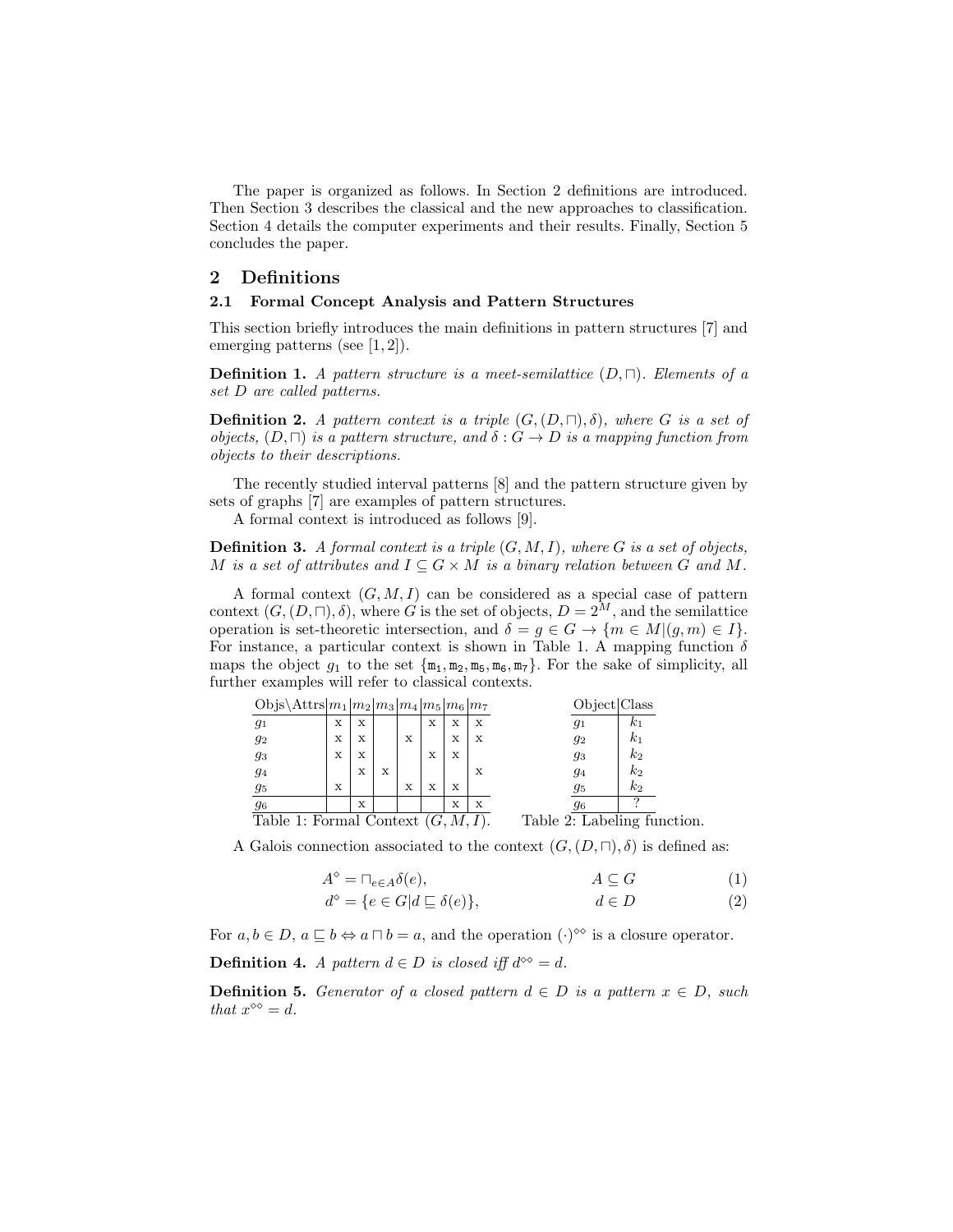The paper is organized as follows. In Section 2 definitions are introduced. Then Section 3 describes the classical and the new approaches to classification. Section 4 details the computer experiments and their results. Finally, Section 5 concludes the paper.

## 2 Definitions

### 2.1 Formal Concept Analysis and Pattern Structures

This section briefly introduces the main definitions in pattern structures [7] and emerging patterns (see [1, 2]).

**Definition 1.** *A pattern structure is a meet-semilattice $(D, \sqcap)$. Elements of a set $D$ are called patterns.*

**Definition 2.** *A pattern context is a triple $(G, (D, \sqcap), \delta)$, where $G$ is a set of objects, $(D, \sqcap)$ is a pattern structure, and $\delta : G \to D$ is a mapping function from objects to their descriptions.*

The recently studied interval patterns [8] and the pattern structure given by sets of graphs [7] are examples of pattern structures.

A formal context is introduced as follows [9].

**Definition 3.** *A formal context is a triple $(G, M, I)$, where $G$ is a set of objects, $M$ is a set of attributes and $I \subseteq G \times M$ is a binary relation between $G$ and $M$.*

A formal context $(G, M, I)$ can be considered as a special case of pattern context $(G, (D, \sqcap), \delta)$, where $G$ is the set of objects, $D = 2^M$, and the semilattice operation is set-theoretic intersection, and $\delta = g \in G \to \{m \in M | (g, m) \in I\}$. For instance, a particular context is shown in Table 1. A mapping function $\delta$ maps the object $g_1$ to the set $\{m_1, m_2, m_5, m_6, m_7\}$. For the sake of simplicity, all further examples will refer to classical contexts.

| Objs\Attrs | $m_1$ | $m_2$ | $m_3$ | $m_4$ | $m_5$ | $m_6$ | $m_7$ |
|---|---|---|---|---|---|---|---|
| $g_1$ | x | x | | | x | x | x |
| $g_2$ | x | x | | x | | x | x |
| $g_3$ | x | x | | | x | x | |
| $g_4$ | | x | x | | | | x |
| $g_5$ | x | | | x | x | x | |
| $g_6$ | | x | | | | x | x |

Table 1: Formal Context $(G, M, I)$.

| Object | Class |
|---|---|
| $g_1$ | $k_1$ |
| $g_2$ | $k_1$ |
| $g_3$ | $k_2$ |
| $g_4$ | $k_2$ |
| $g_5$ | $k_2$ |
| $g_6$ | ? |

Table 2: Labeling function.

A Galois connection associated to the context $(G, (D, \sqcap), \delta)$ is defined as:

$$A^{\diamond} = \sqcap_{e \in A} \delta(e), \qquad A \subseteq G \tag{1}$$

$$d^{\diamond} = \{e \in G | d \sqsubseteq \delta(e)\}, \qquad d \in D \tag{2}$$

For $a, b \in D$, $a \sqsubseteq b \Leftrightarrow a \sqcap b = a$, and the operation $(\cdot)^{\diamond\diamond}$ is a closure operator.

**Definition 4.** *A pattern $d \in D$ is closed iff $d^{\diamond\diamond} = d$.*

**Definition 5.** *Generator of a closed pattern $d \in D$ is a pattern $x \in D$, such that $x^{\diamond\diamond} = d$.*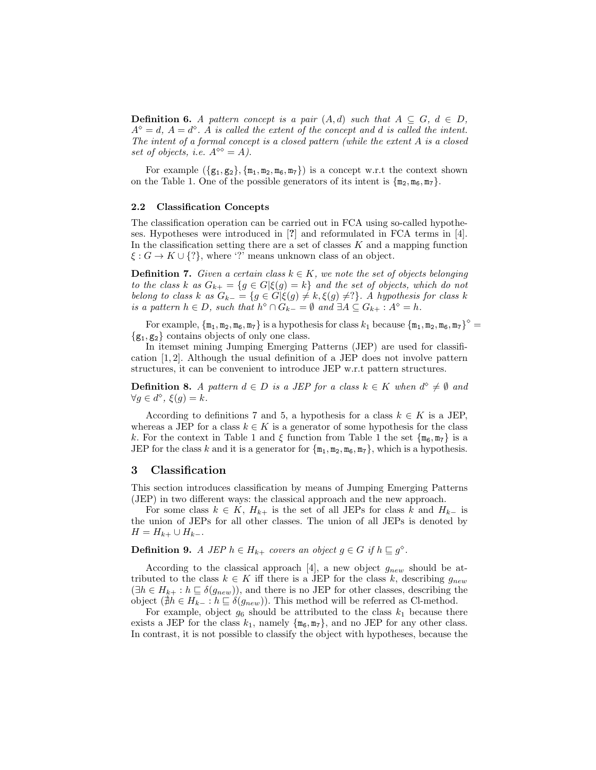**Definition 6.** *A pattern concept is a pair $(A, d)$ such that $A \subseteq G$, $d \in D$, $A^\diamond = d$, $A = d^\diamond$. $A$ is called the extent of the concept and $d$ is called the intent. The intent of a formal concept is a closed pattern (while the extent $A$ is a closed set of objects, i.e. $A^{\diamond\diamond} = A$).*

For example $(\{\mathtt{g}_1, \mathtt{g}_2\}, \{\mathtt{m}_1, \mathtt{m}_2, \mathtt{m}_6, \mathtt{m}_7\})$ is a concept w.r.t the context shown on the Table 1. One of the possible generators of its intent is $\{\mathtt{m}_2, \mathtt{m}_6, \mathtt{m}_7\}$.

### 2.2 Classification Concepts

The classification operation can be carried out in FCA using so-called hypotheses. Hypotheses were introduced in [**?**] and reformulated in FCA terms in [4]. In the classification setting there are a set of classes $K$ and a mapping function $\xi : G \to K \cup \{?\}$, where '?' means unknown class of an object.

**Definition 7.** *Given a certain class $k \in K$, we note the set of objects belonging to the class $k$ as $G_{k+} = \{g \in G | \xi(g) = k\}$ and the set of objects, which do not belong to class $k$ as $G_{k-} = \{g \in G | \xi(g) \neq k, \xi(g) \neq ?\}$. A hypothesis for class $k$ is a pattern $h \in D$, such that $h^\diamond \cap G_{k-} = \emptyset$ and $\exists A \subseteq G_{k+} : A^\diamond = h$.*

For example, $\{\mathtt{m}_1, \mathtt{m}_2, \mathtt{m}_6, \mathtt{m}_7\}$ is a hypothesis for class $k_1$ because $\{\mathtt{m}_1, \mathtt{m}_2, \mathtt{m}_6, \mathtt{m}_7\}^\diamond = \{\mathtt{g}_1, \mathtt{g}_2\}$ contains objects of only one class.

In itemset mining Jumping Emerging Patterns (JEP) are used for classification [1, 2]. Although the usual definition of a JEP does not involve pattern structures, it can be convenient to introduce JEP w.r.t pattern structures.

**Definition 8.** *A pattern $d \in D$ is a JEP for a class $k \in K$ when $d^\diamond \neq \emptyset$ and $\forall g \in d^\diamond$, $\xi(g) = k$.*

According to definitions 7 and 5, a hypothesis for a class $k \in K$ is a JEP, whereas a JEP for a class $k \in K$ is a generator of some hypothesis for the class $k$. For the context in Table 1 and $\xi$ function from Table 1 the set $\{\mathtt{m}_6, \mathtt{m}_7\}$ is a JEP for the class $k$ and it is a generator for $\{\mathtt{m}_1, \mathtt{m}_2, \mathtt{m}_6, \mathtt{m}_7\}$, which is a hypothesis.

## 3 Classification

This section introduces classification by means of Jumping Emerging Patterns (JEP) in two different ways: the classical approach and the new approach.

For some class $k \in K$, $H_{k+}$ is the set of all JEPs for class $k$ and $H_{k-}$ is the union of JEPs for all other classes. The union of all JEPs is denoted by $H = H_{k+} \cup H_{k-}$.

**Definition 9.** *A JEP $h \in H_{k+}$ covers an object $g \in G$ if $h \sqsubseteq g^\diamond$.*

According to the classical approach [4], a new object $g_{new}$ should be attributed to the class $k \in K$ iff there is a JEP for the class $k$, describing $g_{new}$ ($\exists h \in H_{k+} : h \sqsubseteq \delta(g_{new})$), and there is no JEP for other classes, describing the object ($\nexists h \in H_{k-} : h \sqsubseteq \delta(g_{new})$). This method will be referred as Cl-method.

For example, object $g_6$ should be attributed to the class $k_1$ because there exists a JEP for the class $k_1$, namely $\{\mathtt{m}_6, \mathtt{m}_7\}$, and no JEP for any other class. In contrast, it is not possible to classify the object with hypotheses, because the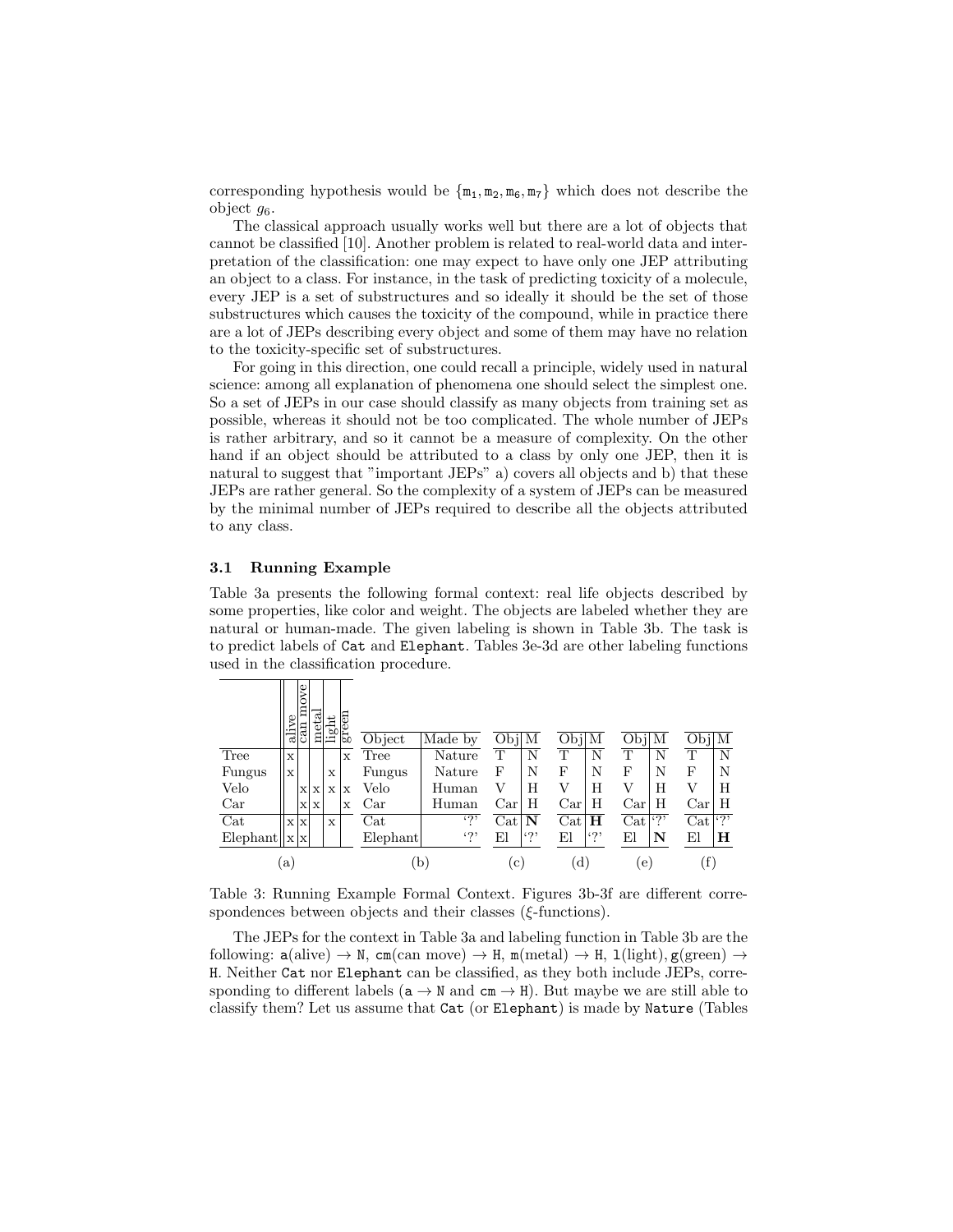corresponding hypothesis would be $\{\mathtt{m}_1, \mathtt{m}_2, \mathtt{m}_6, \mathtt{m}_7\}$ which does not describe the object $g_6$.

The classical approach usually works well but there are a lot of objects that cannot be classified [10]. Another problem is related to real-world data and interpretation of the classification: one may expect to have only one JEP attributing an object to a class. For instance, in the task of predicting toxicity of a molecule, every JEP is a set of substructures and so ideally it should be the set of those substructures which causes the toxicity of the compound, while in practice there are a lot of JEPs describing every object and some of them may have no relation to the toxicity-specific set of substructures.

For going in this direction, one could recall a principle, widely used in natural science: among all explanation of phenomena one should select the simplest one. So a set of JEPs in our case should classify as many objects from training set as possible, whereas it should not be too complicated. The whole number of JEPs is rather arbitrary, and so it cannot be a measure of complexity. On the other hand if an object should be attributed to a class by only one JEP, then it is natural to suggest that "important JEPs" a) covers all objects and b) that these JEPs are rather general. So the complexity of a system of JEPs can be measured by the minimal number of JEPs required to describe all the objects attributed to any class.

### 3.1 Running Example

Table 3a presents the following formal context: real life objects described by some properties, like color and weight. The objects are labeled whether they are natural or human-made. The given labeling is shown in Table 3b. The task is to predict labels of Cat and Elephant. Tables 3e-3d are other labeling functions used in the classification procedure.

(a)

| | alive | can move | metal | light | green |
|---|---|---|---|---|---|
| Tree | x | | | | x |
| Fungus | x | | | x | |
| Velo | | x | x | x | x |
| Car | | x | x | | x |
| Cat | x | x | | x | |
| Elephant | x | x | | | |

(b)

| Object | Made by |
|---|---|
| Tree | Nature |
| Fungus | Nature |
| Velo | Human |
| Car | Human |
| Cat | '?' |
| Elephant | '?' |

(c)

| Obj | M |
|---|---|
| T | N |
| F | N |
| V | H |
| Car | H |
| Cat | **N** |
| El | '?' |

(d)

| Obj | M |
|---|---|
| T | N |
| F | N |
| V | H |
| Car | H |
| Cat | **H** |
| El | '?' |

(e)

| Obj | M |
|---|---|
| T | N |
| F | N |
| V | H |
| Car | H |
| Cat | '?' |
| El | **N** |

(f)

| Obj | M |
|---|---|
| T | N |
| F | N |
| V | H |
| Car | H |
| Cat | '?' |
| El | **H** |

Table 3: Running Example Formal Context. Figures 3b-3f are different correspondences between objects and their classes ($\xi$-functions).

The JEPs for the context in Table 3a and labeling function in Table 3b are the following: a(alive) $\rightarrow$ N, cm(can move) $\rightarrow$ H, m(metal) $\rightarrow$ H, l(light), g(green) $\rightarrow$ H. Neither Cat nor Elephant can be classified, as they both include JEPs, corresponding to different labels (a $\rightarrow$ N and cm $\rightarrow$ H). But maybe we are still able to classify them? Let us assume that Cat (or Elephant) is made by Nature (Tables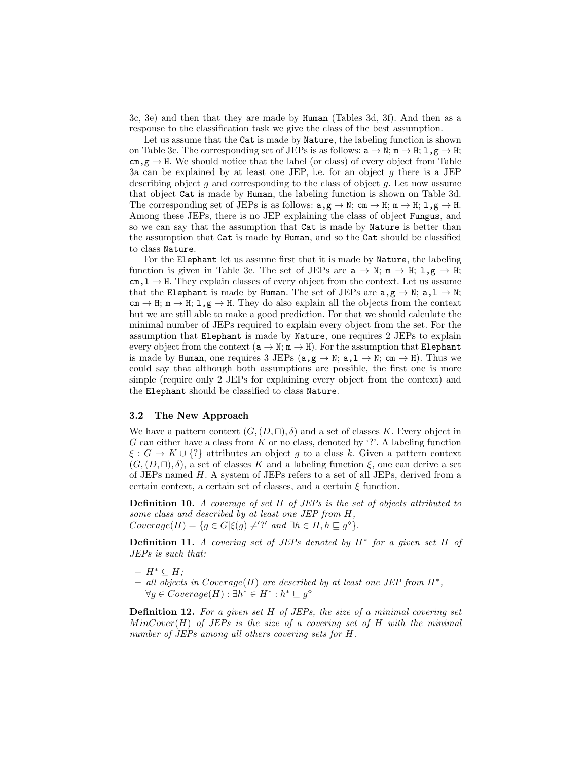3c, 3e) and then that they are made by `Human` (Tables 3d, 3f). And then as a response to the classification task we give the class of the best assumption.

Let us assume that the `Cat` is made by `Nature`, the labeling function is shown on Table 3c. The corresponding set of JEPs is as follows: $\texttt{a} \to \texttt{N}$; $\texttt{m} \to \texttt{H}$; $\texttt{l,g} \to \texttt{H}$; $\texttt{cm,g} \to \texttt{H}$. We should notice that the label (or class) of every object from Table 3a can be explained by at least one JEP, i.e. for an object $g$ there is a JEP describing object $g$ and corresponding to the class of object $g$. Let now assume that object `Cat` is made by `Human`, the labeling function is shown on Table 3d. The corresponding set of JEPs is as follows: $\texttt{a,g} \to \texttt{N}$; $\texttt{cm} \to \texttt{H}$; $\texttt{m} \to \texttt{H}$; $\texttt{l,g} \to \texttt{H}$. Among these JEPs, there is no JEP explaining the class of object `Fungus`, and so we can say that the assumption that `Cat` is made by `Nature` is better than the assumption that `Cat` is made by `Human`, and so the `Cat` should be classified to class `Nature`.

For the `Elephant` let us assume first that it is made by `Nature`, the labeling function is given in Table 3e. The set of JEPs are $\texttt{a} \to \texttt{N}$; $\texttt{m} \to \texttt{H}$; $\texttt{l,g} \to \texttt{H}$; $\texttt{cm,l} \to \texttt{H}$. They explain classes of every object from the context. Let us assume that the `Elephant` is made by `Human`. The set of JEPs are $\texttt{a,g} \to \texttt{N}$; $\texttt{a,l} \to \texttt{N}$; $\texttt{cm} \to \texttt{H}$; $\texttt{m} \to \texttt{H}$; $\texttt{l,g} \to \texttt{H}$. They do also explain all the objects from the context but we are still able to make a good prediction. For that we should calculate the minimal number of JEPs required to explain every object from the set. For the assumption that `Elephant` is made by `Nature`, one requires 2 JEPs to explain every object from the context ($\texttt{a} \to \texttt{N}$; $\texttt{m} \to \texttt{H}$). For the assumption that `Elephant` is made by `Human`, one requires 3 JEPs ($\texttt{a,g} \to \texttt{N}$; $\texttt{a,l} \to \texttt{N}$; $\texttt{cm} \to \texttt{H}$). Thus we could say that although both assumptions are possible, the first one is more simple (require only 2 JEPs for explaining every object from the context) and the `Elephant` should be classified to class `Nature`.

### 3.2 The New Approach

We have a pattern context $(G, (D, \sqcap), \delta)$ and a set of classes $K$. Every object in $G$ can either have a class from $K$ or no class, denoted by '?'. A labeling function $\xi : G \to K \cup \{?\}$ attributes an object $g$ to a class $k$. Given a pattern context $(G, (D, \sqcap), \delta)$, a set of classes $K$ and a labeling function $\xi$, one can derive a set of JEPs named $H$. A system of JEPs refers to a set of all JEPs, derived from a certain context, a certain set of classes, and a certain $\xi$ function.

**Definition 10.** *A coverage of set $H$ of JEPs is the set of objects attributed to some class and described by at least one JEP from $H$,*
$Coverage(H) = \{g \in G | \xi(g) \neq '?' \text{ and } \exists h \in H, h \sqsubseteq g^{\diamond}\}$.

**Definition 11.** *A covering set of JEPs denoted by $H^*$ for a given set $H$ of JEPs is such that:*

- $H^* \subseteq H$;
- *all objects in $Coverage(H)$ are described by at least one JEP from $H^*$,*
  $\forall g \in Coverage(H) : \exists h^* \in H^* : h^* \sqsubseteq g^{\diamond}$

**Definition 12.** *For a given set $H$ of JEPs, the size of a minimal covering set $MinCover(H)$ of JEPs is the size of a covering set of $H$ with the minimal number of JEPs among all others covering sets for $H$.*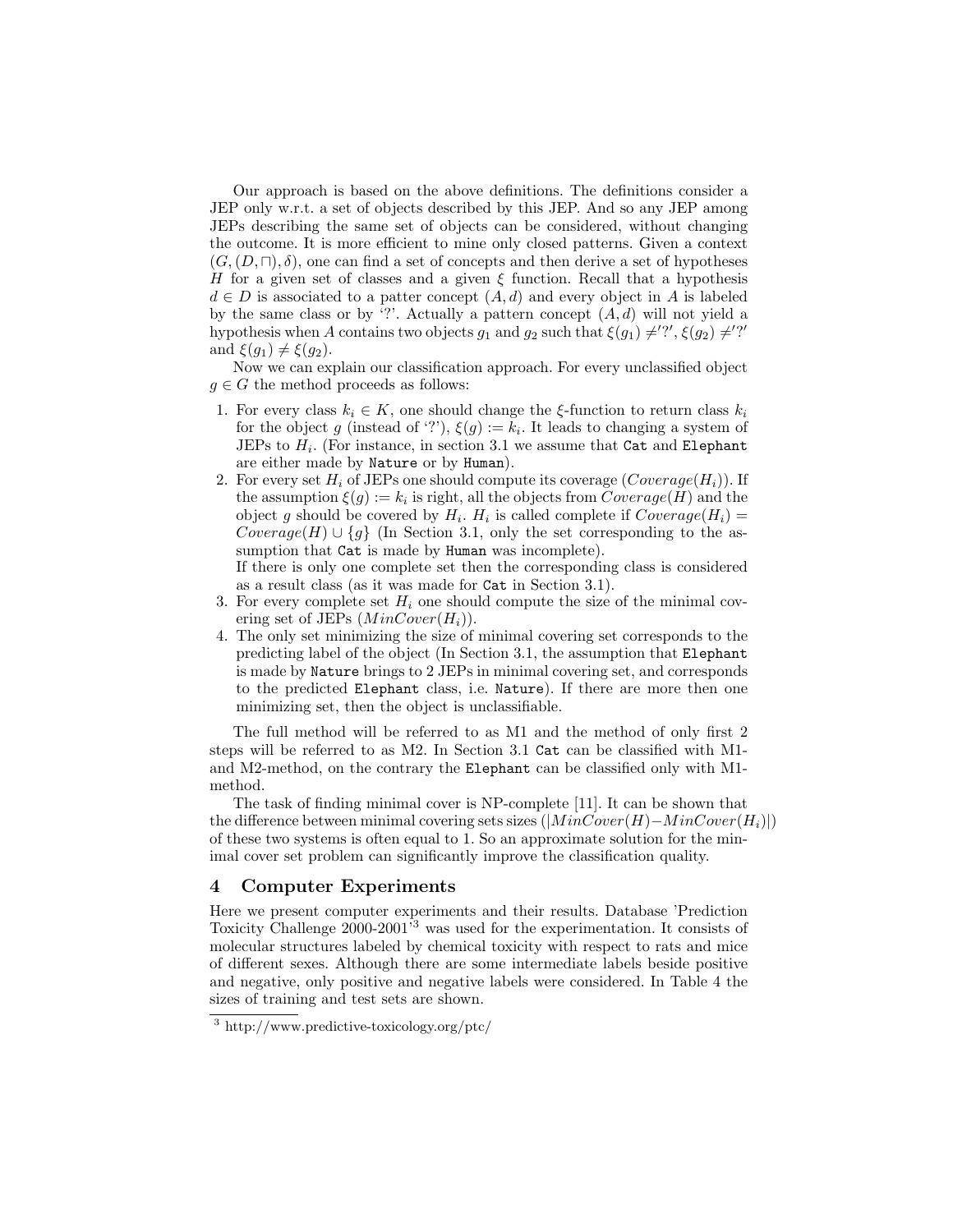Our approach is based on the above definitions. The definitions consider a JEP only w.r.t. a set of objects described by this JEP. And so any JEP among JEPs describing the same set of objects can be considered, without changing the outcome. It is more efficient to mine only closed patterns. Given a context $(G, (D, \sqcap), \delta)$, one can find a set of concepts and then derive a set of hypotheses $H$ for a given set of classes and a given $\xi$ function. Recall that a hypothesis $d \in D$ is associated to a patter concept $(A, d)$ and every object in $A$ is labeled by the same class or by '?'. Actually a pattern concept $(A, d)$ will not yield a hypothesis when $A$ contains two objects $g_1$ and $g_2$ such that $\xi(g_1) \neq '?', \xi(g_2) \neq '?'$ and $\xi(g_1) \neq \xi(g_2)$.

Now we can explain our classification approach. For every unclassified object $g \in G$ the method proceeds as follows:

1. For every class $k_i \in K$, one should change the $\xi$-function to return class $k_i$ for the object $g$ (instead of '?'), $\xi(g) := k_i$. It leads to changing a system of JEPs to $H_i$. (For instance, in section 3.1 we assume that `Cat` and `Elephant` are either made by `Nature` or by `Human`).
2. For every set $H_i$ of JEPs one should compute its coverage ($Coverage(H_i)$). If the assumption $\xi(g) := k_i$ is right, all the objects from $Coverage(H)$ and the object $g$ should be covered by $H_i$. $H_i$ is called complete if $Coverage(H_i) = Coverage(H) \cup \{g\}$ (In Section 3.1, only the set corresponding to the assumption that `Cat` is made by `Human` was incomplete).
   If there is only one complete set then the corresponding class is considered as a result class (as it was made for `Cat` in Section 3.1).
3. For every complete set $H_i$ one should compute the size of the minimal covering set of JEPs ($MinCover(H_i)$).
4. The only set minimizing the size of minimal covering set corresponds to the predicting label of the object (In Section 3.1, the assumption that `Elephant` is made by `Nature` brings to 2 JEPs in minimal covering set, and corresponds to the predicted `Elephant` class, i.e. `Nature`). If there are more then one minimizing set, then the object is unclassifiable.

The full method will be referred to as M1 and the method of only first 2 steps will be referred to as M2. In Section 3.1 `Cat` can be classified with M1- and M2-method, on the contrary the `Elephant` can be classified only with M1-method.

The task of finding minimal cover is NP-complete [11]. It can be shown that the difference between minimal covering sets sizes ($|MinCover(H) - MinCover(H_i)|$) of these two systems is often equal to 1. So an approximate solution for the minimal cover set problem can significantly improve the classification quality.

## 4 Computer Experiments

Here we present computer experiments and their results. Database 'Prediction Toxicity Challenge 2000-2001'[3] was used for the experimentation. It consists of molecular structures labeled by chemical toxicity with respect to rats and mice of different sexes. Although there are some intermediate labels beside positive and negative, only positive and negative labels were considered. In Table 4 the sizes of training and test sets are shown.

[3] http://www.predictive-toxicology.org/ptc/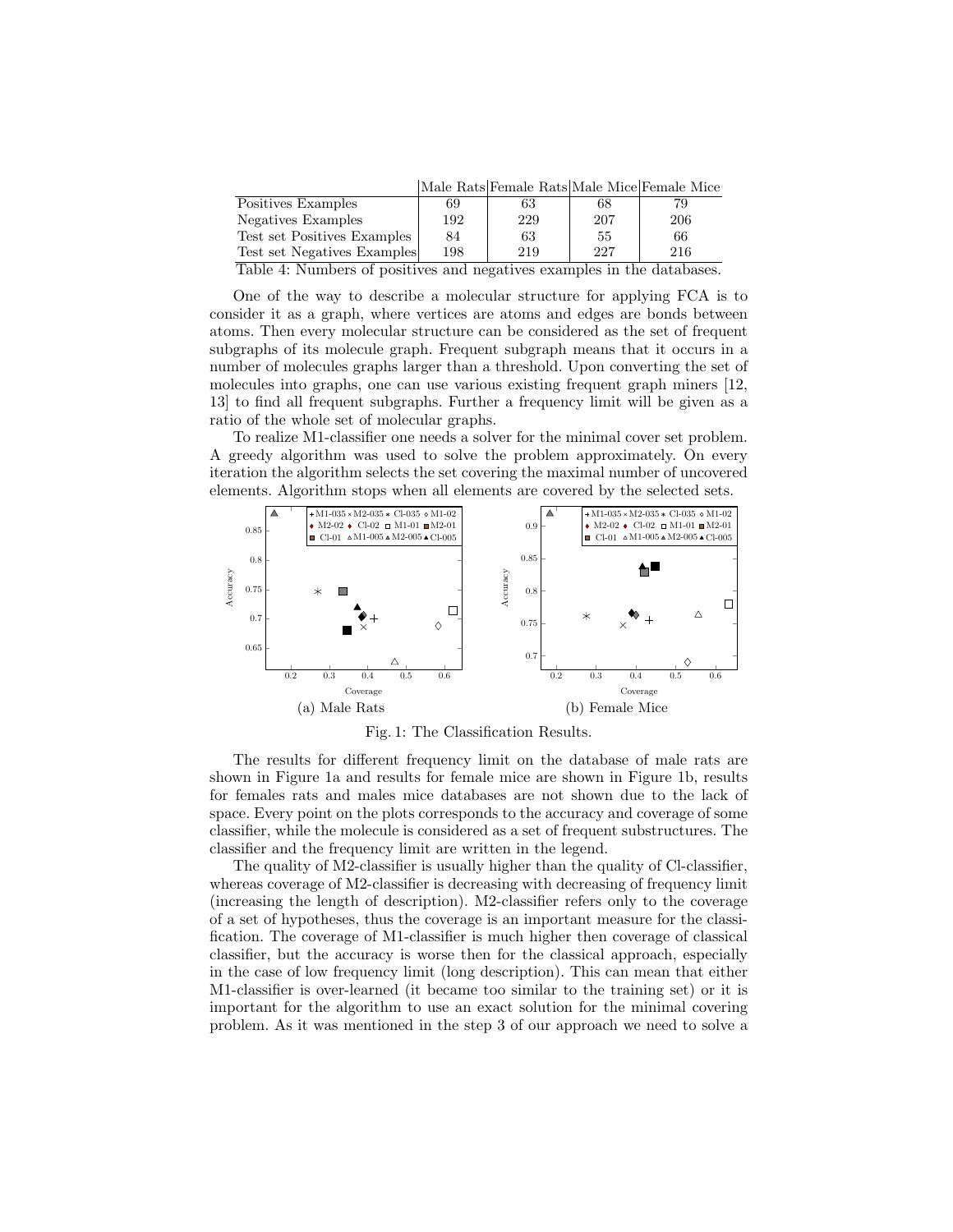| | Male Rats | Female Rats | Male Mice | Female Mice |
|---|---|---|---|---|
| Positives Examples | 69 | 63 | 68 | 79 |
| Negatives Examples | 192 | 229 | 207 | 206 |
| Test set Positives Examples | 84 | 63 | 55 | 66 |
| Test set Negatives Examples | 198 | 219 | 227 | 216 |

Table 4: Numbers of positives and negatives examples in the databases.

One of the way to describe a molecular structure for applying FCA is to consider it as a graph, where vertices are atoms and edges are bonds between atoms. Then every molecular structure can be considered as the set of frequent subgraphs of its molecule graph. Frequent subgraph means that it occurs in a number of molecules graphs larger than a threshold. Upon converting the set of molecules into graphs, one can use various existing frequent graph miners [12, 13] to find all frequent subgraphs. Further a frequency limit will be given as a ratio of the whole set of molecular graphs.

To realize M1-classifier one needs a solver for the minimal cover set problem. A greedy algorithm was used to solve the problem approximately. On every iteration the algorithm selects the set covering the maximal number of uncovered elements. Algorithm stops when all elements are covered by the selected sets.

(a) Male Rats

(b) Female Mice

Fig. 1: The Classification Results.

The results for different frequency limit on the database of male rats are shown in Figure 1a and results for female mice are shown in Figure 1b, results for females rats and males mice databases are not shown due to the lack of space. Every point on the plots corresponds to the accuracy and coverage of some classifier, while the molecule is considered as a set of frequent substructures. The classifier and the frequency limit are written in the legend.

The quality of M2-classifier is usually higher than the quality of Cl-classifier, whereas coverage of M2-classifier is decreasing with decreasing of frequency limit (increasing the length of description). M2-classifier refers only to the coverage of a set of hypotheses, thus the coverage is an important measure for the classification. The coverage of M1-classifier is much higher then coverage of classical classifier, but the accuracy is worse then for the classical approach, especially in the case of low frequency limit (long description). This can mean that either M1-classifier is over-learned (it became too similar to the training set) or it is important for the algorithm to use an exact solution for the minimal covering problem. As it was mentioned in the step 3 of our approach we need to solve a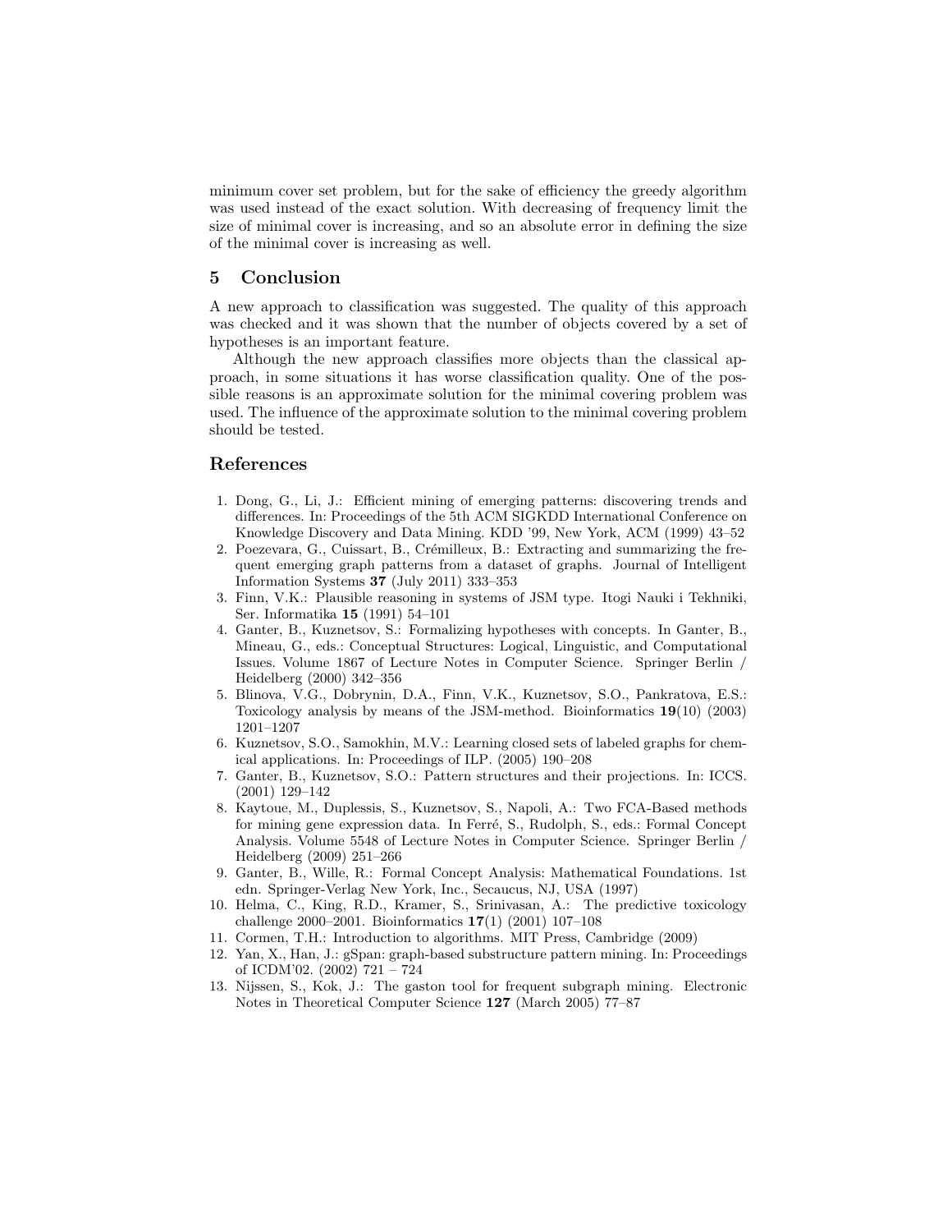minimum cover set problem, but for the sake of efficiency the greedy algorithm was used instead of the exact solution. With decreasing of frequency limit the size of minimal cover is increasing, and so an absolute error in defining the size of the minimal cover is increasing as well.

## 5 Conclusion

A new approach to classification was suggested. The quality of this approach was checked and it was shown that the number of objects covered by a set of hypotheses is an important feature.

Although the new approach classifies more objects than the classical approach, in some situations it has worse classification quality. One of the possible reasons is an approximate solution for the minimal covering problem was used. The influence of the approximate solution to the minimal covering problem should be tested.

## References

1. Dong, G., Li, J.: Efficient mining of emerging patterns: discovering trends and differences. In: Proceedings of the 5th ACM SIGKDD International Conference on Knowledge Discovery and Data Mining. KDD '99, New York, ACM (1999) 43–52
2. Poezevara, G., Cuissart, B., Crémilleux, B.: Extracting and summarizing the frequent emerging graph patterns from a dataset of graphs. Journal of Intelligent Information Systems **37** (July 2011) 333–353
3. Finn, V.K.: Plausible reasoning in systems of JSM type. Itogi Nauki i Tekhniki, Ser. Informatika **15** (1991) 54–101
4. Ganter, B., Kuznetsov, S.: Formalizing hypotheses with concepts. In Ganter, B., Mineau, G., eds.: Conceptual Structures: Logical, Linguistic, and Computational Issues. Volume 1867 of Lecture Notes in Computer Science. Springer Berlin / Heidelberg (2000) 342–356
5. Blinova, V.G., Dobrynin, D.A., Finn, V.K., Kuznetsov, S.O., Pankratova, E.S.: Toxicology analysis by means of the JSM-method. Bioinformatics **19**(10) (2003) 1201–1207
6. Kuznetsov, S.O., Samokhin, M.V.: Learning closed sets of labeled graphs for chemical applications. In: Proceedings of ILP. (2005) 190–208
7. Ganter, B., Kuznetsov, S.O.: Pattern structures and their projections. In: ICCS. (2001) 129–142
8. Kaytoue, M., Duplessis, S., Kuznetsov, S., Napoli, A.: Two FCA-Based methods for mining gene expression data. In Ferré, S., Rudolph, S., eds.: Formal Concept Analysis. Volume 5548 of Lecture Notes in Computer Science. Springer Berlin / Heidelberg (2009) 251–266
9. Ganter, B., Wille, R.: Formal Concept Analysis: Mathematical Foundations. 1st edn. Springer-Verlag New York, Inc., Secaucus, NJ, USA (1997)
10. Helma, C., King, R.D., Kramer, S., Srinivasan, A.: The predictive toxicology challenge 2000–2001. Bioinformatics **17**(1) (2001) 107–108
11. Cormen, T.H.: Introduction to algorithms. MIT Press, Cambridge (2009)
12. Yan, X., Han, J.: gSpan: graph-based substructure pattern mining. In: Proceedings of ICDM'02. (2002) 721 – 724
13. Nijssen, S., Kok, J.: The gaston tool for frequent subgraph mining. Electronic Notes in Theoretical Computer Science **127** (March 2005) 77–87